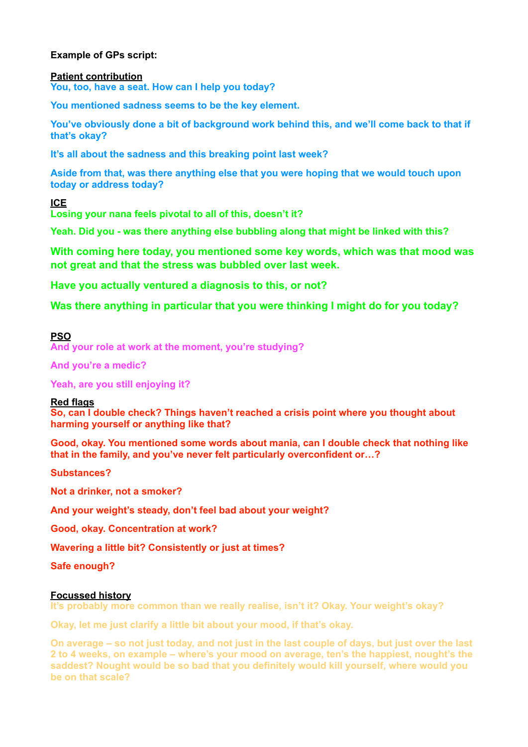**Example of GPs script:**

**Patient contribution**

**You, too, have a seat. How can I help you today?**

**You mentioned sadness seems to be the key element.**

**You've obviously done a bit of background work behind this, and we'll come back to that if that's okay?**

**It's all about the sadness and this breaking point last week?**

**Aside from that, was there anything else that you were hoping that we would touch upon today or address today?**

**ICE**

**Losing your nana feels pivotal to all of this, doesn't it?**

**Yeah. Did you - was there anything else bubbling along that might be linked with this?**

**With coming here today, you mentioned some key words, which was that mood was not great and that the stress was bubbled over last week.**

**Have you actually ventured a diagnosis to this, or not?**

**Was there anything in particular that you were thinking I might do for you today?**

**PSO**

**And your role at work at the moment, you're studying?**

**And you're a medic?**

**Yeah, are you still enjoying it?**

**Red flags**

**So, can I double check? Things haven't reached a crisis point where you thought about harming yourself or anything like that?**

**Good, okay. You mentioned some words about mania, can I double check that nothing like that in the family, and you've never felt particularly overconfident or…?**

**Substances?**

**Not a drinker, not a smoker?**

**And your weight's steady, don't feel bad about your weight?**

**Good, okay. Concentration at work?**

**Wavering a little bit? Consistently or just at times?**

**Safe enough?**

**Focussed history**

**It's probably more common than we really realise, isn't it? Okay. Your weight's okay?**

**Okay, let me just clarify a little bit about your mood, if that's okay.**

**On average – so not just today, and not just in the last couple of days, but just over the last 2 to 4 weeks, on example – where's your mood on average, ten's the happiest, nought's the saddest? Nought would be so bad that you definitely would kill yourself, where would you be on that scale?**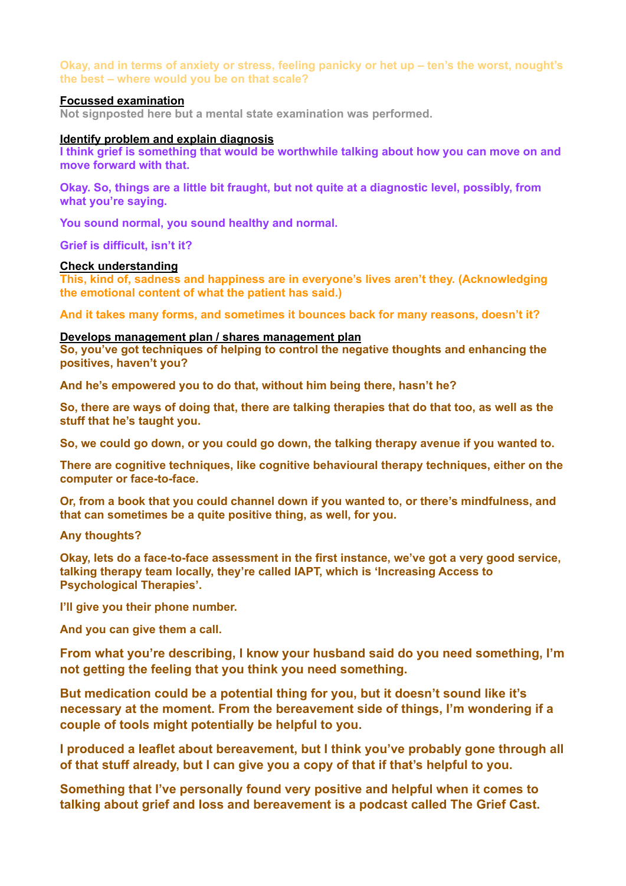**Okay, and in terms of anxiety or stress, feeling panicky or het up – ten's the worst, nought's the best – where would you be on that scale?**

<u>**Focussed examination**</u>

**Not signposted here but a mental state examination was performed.**

<u>**Identify problem and explain diagnosis**</u>

**I think grief is something that would be worthwhile talking about how you can move on and move forward with that.**

**Okay. So, things are a little bit fraught, but not quite at a diagnostic level, possibly, from what you're saying.**

**You sound normal, you sound healthy and normal.**

**Grief is difficult, isn't it?**

<u>**Check understanding**</u>

**This, kind of, sadness and happiness are in everyone's lives aren't they. (Acknowledging the emotional content of what the patient has said.)**

**And it takes many forms, and sometimes it bounces back for many reasons, doesn't it?**

<u>**Develops management plan / shares management plan**</u>

**So, you've got techniques of helping to control the negative thoughts and enhancing the positives, haven't you?**

**And he's empowered you to do that, without him being there, hasn't he?**

**So, there are ways of doing that, there are talking therapies that do that too, as well as the stuff that he's taught you.**

**So, we could go down, or you could go down, the talking therapy avenue if you wanted to.**

**There are cognitive techniques, like cognitive behavioural therapy techniques, either on the computer or face-to-face.**

**Or, from a book that you could channel down if you wanted to, or there's mindfulness, and that can sometimes be a quite positive thing, as well, for you.**

**Any thoughts?**

**Okay, lets do a face-to-face assessment in the first instance, we've got a very good service, talking therapy team locally, they're called IAPT, which is 'Increasing Access to Psychological Therapies'.**

**I'll give you their phone number.**

**And you can give them a call.**

**From what you're describing, I know your husband said do you need something, I'm not getting the feeling that you think you need something.**

**But medication could be a potential thing for you, but it doesn't sound like it's necessary at the moment. From the bereavement side of things, I'm wondering if a couple of tools might potentially be helpful to you.**

**I produced a leaflet about bereavement, but I think you've probably gone through all of that stuff already, but I can give you a copy of that if that's helpful to you.**

**Something that I've personally found very positive and helpful when it comes to talking about grief and loss and bereavement is a podcast called The Grief Cast.**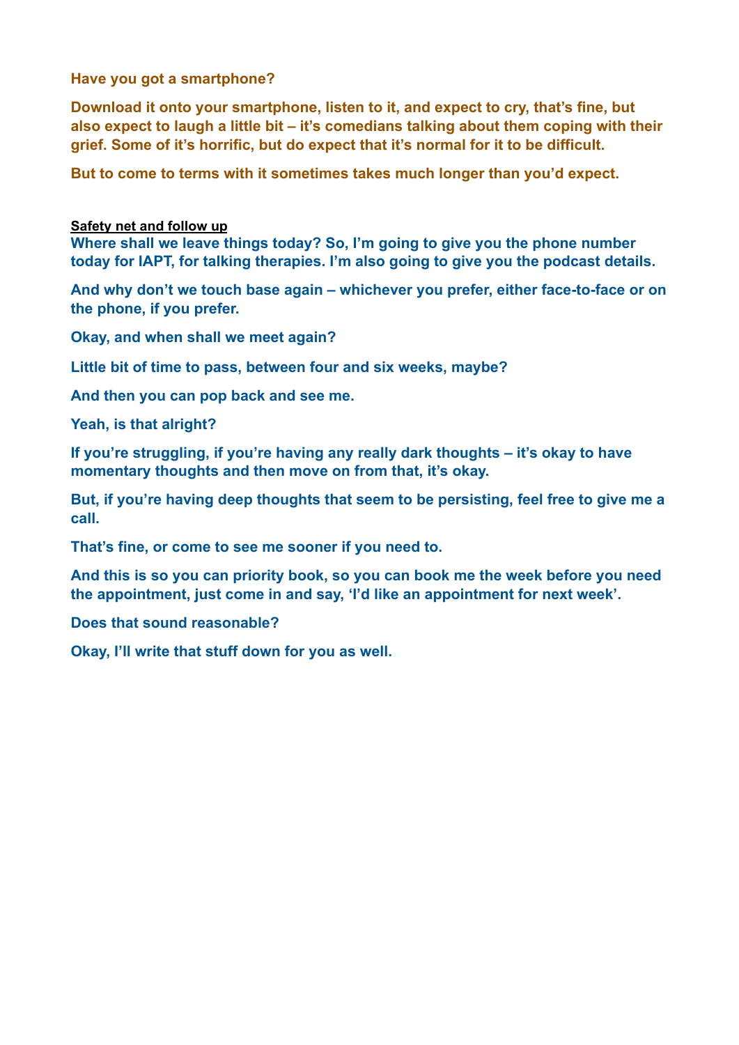**Have you got a smartphone?**

**Download it onto your smartphone, listen to it, and expect to cry, that's fine, but also expect to laugh a little bit – it's comedians talking about them coping with their grief. Some of it's horrific, but do expect that it's normal for it to be difficult.**

**But to come to terms with it sometimes takes much longer than you'd expect.**

**Safety net and follow up**

**Where shall we leave things today? So, I'm going to give you the phone number today for IAPT, for talking therapies. I'm also going to give you the podcast details.**

**And why don't we touch base again – whichever you prefer, either face-to-face or on the phone, if you prefer.**

**Okay, and when shall we meet again?**

**Little bit of time to pass, between four and six weeks, maybe?**

**And then you can pop back and see me.**

**Yeah, is that alright?**

**If you're struggling, if you're having any really dark thoughts – it's okay to have momentary thoughts and then move on from that, it's okay.**

**But, if you're having deep thoughts that seem to be persisting, feel free to give me a call.**

**That's fine, or come to see me sooner if you need to.**

**And this is so you can priority book, so you can book me the week before you need the appointment, just come in and say, 'I'd like an appointment for next week'.**

**Does that sound reasonable?**

**Okay, I'll write that stuff down for you as well.**